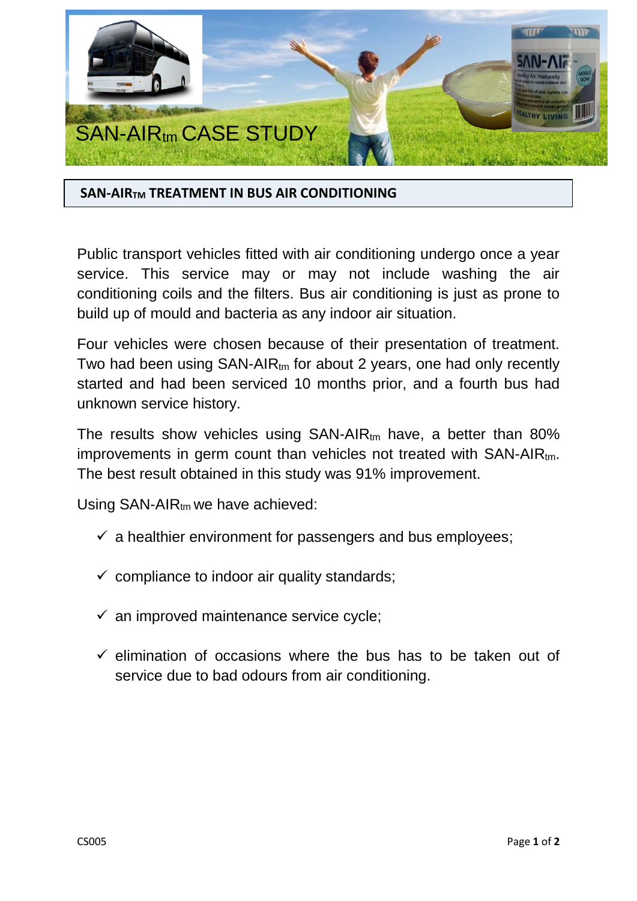# SAN-AIR$_{tm}$ CASE STUDY

## SAN-AIR$_{TM}$ TREATMENT IN BUS AIR CONDITIONING

Public transport vehicles fitted with air conditioning undergo once a year service. This service may or may not include washing the air conditioning coils and the filters. Bus air conditioning is just as prone to build up of mould and bacteria as any indoor air situation.

Four vehicles were chosen because of their presentation of treatment. Two had been using SAN-AIR$_{tm}$ for about 2 years, one had only recently started and had been serviced 10 months prior, and a fourth bus had unknown service history.

The results show vehicles using SAN-AIR$_{tm}$ have, a better than 80% improvements in germ count than vehicles not treated with SAN-AIR$_{tm}$. The best result obtained in this study was 91% improvement.

Using SAN-AIR$_{tm}$ we have achieved:

- ✓ a healthier environment for passengers and bus employees;
- ✓ compliance to indoor air quality standards;
- ✓ an improved maintenance service cycle;
- ✓ elimination of occasions where the bus has to be taken out of service due to bad odours from air conditioning.

CS005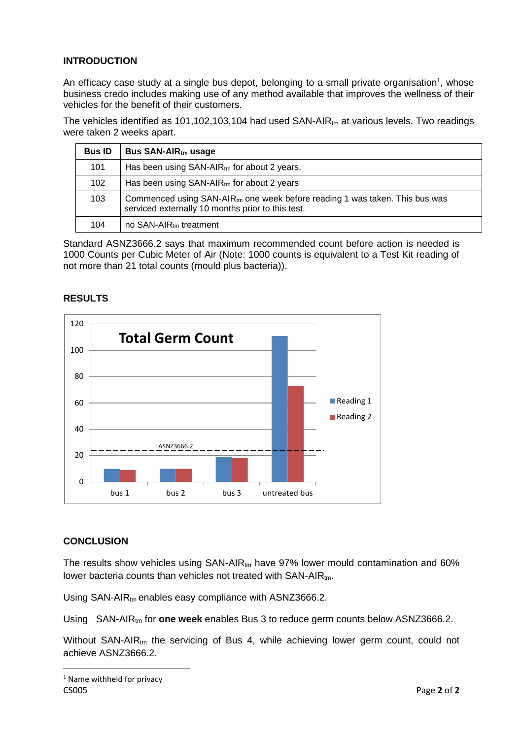## INTRODUCTION

An efficacy case study at a single bus depot, belonging to a small private organisation[1], whose business credo includes making use of any method available that improves the wellness of their vehicles for the benefit of their customers.

The vehicles identified as 101,102,103,104 had used SAN-AIR$_{tm}$ at various levels. Two readings were taken 2 weeks apart.

| Bus ID | Bus SAN-AIR$_{tm}$ usage |
|---|---|
| 101 | Has been using SAN-AIR$_{tm}$ for about 2 years. |
| 102 | Has been using SAN-AIR$_{tm}$ for about 2 years |
| 103 | Commenced using SAN-AIR$_{tm}$ one week before reading 1 was taken. This bus was serviced externally 10 months prior to this test. |
| 104 | no SAN-AIR$_{tm}$ treatment |

Standard ASNZ3666.2 says that maximum recommended count before action is needed is 1000 Counts per Cubic Meter of Air (Note: 1000 counts is equivalent to a Test Kit reading of not more than 21 total counts (mould plus bacteria)).

## RESULTS

Total Germ Count

120
100
80
60
40
20
0

ASNZ3666.2

bus 1
bus 2
bus 3
untreated bus

Reading 1
Reading 2

## CONCLUSION

The results show vehicles using SAN-AIR$_{tm}$ have 97% lower mould contamination and 60% lower bacteria counts than vehicles not treated with SAN-AIR$_{tm}$.

Using SAN-AIR$_{tm}$ enables easy compliance with ASNZ3666.2.

Using SAN-AIR$_{tm}$ for **one week** enables Bus 3 to reduce germ counts below ASNZ3666.2.

Without SAN-AIR$_{tm}$ the servicing of Bus 4, while achieving lower germ count, could not achieve ASNZ3666.2.

[1] Name withheld for privacy

CS005